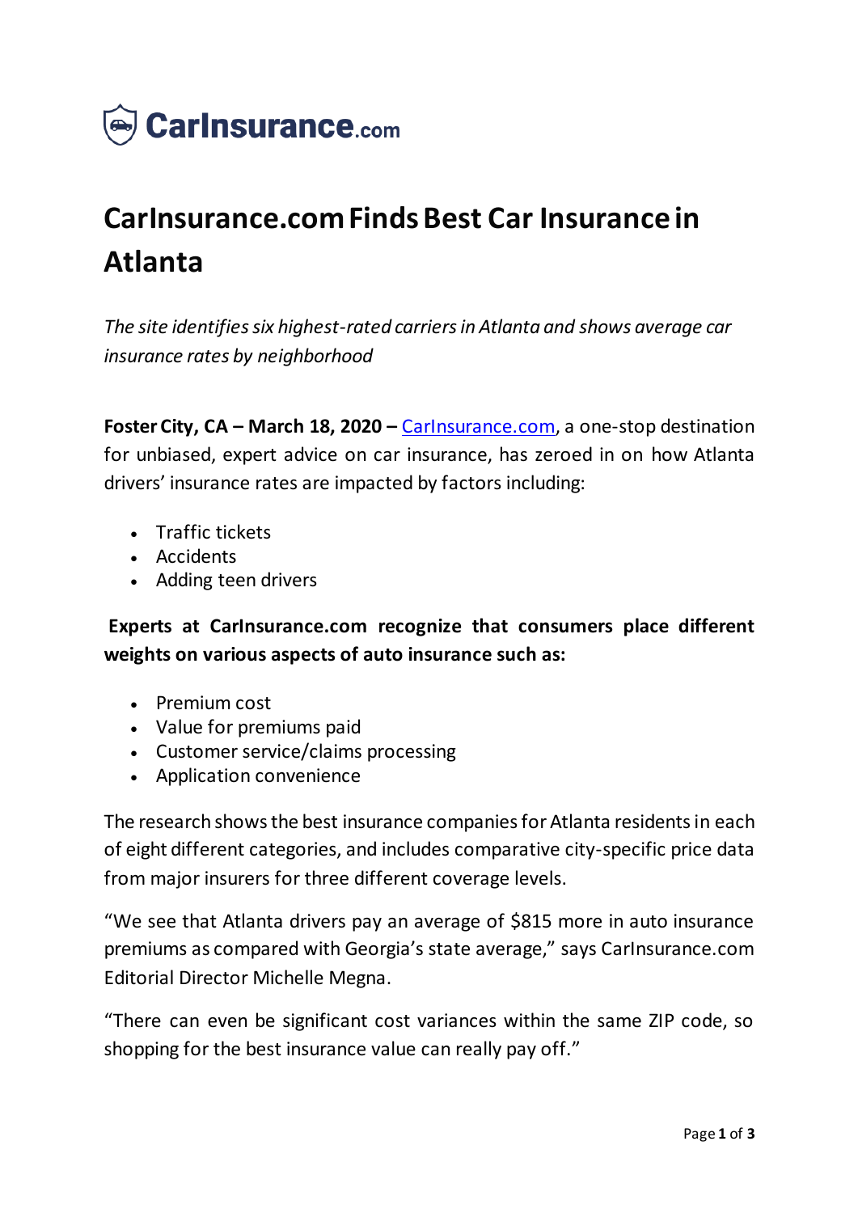CarInsurance.com

# CarInsurance.com Finds Best Car Insurance in Atlanta

*The site identifies six highest-rated carriers in Atlanta and shows average car insurance rates by neighborhood*

**Foster City, CA – March 18, 2020 –** CarInsurance.com, a one-stop destination for unbiased, expert advice on car insurance, has zeroed in on how Atlanta drivers' insurance rates are impacted by factors including:

- Traffic tickets
- Accidents
- Adding teen drivers

**Experts at CarInsurance.com recognize that consumers place different weights on various aspects of auto insurance such as:**

- Premium cost
- Value for premiums paid
- Customer service/claims processing
- Application convenience

The research shows the best insurance companies for Atlanta residents in each of eight different categories, and includes comparative city-specific price data from major insurers for three different coverage levels.

"We see that Atlanta drivers pay an average of $815 more in auto insurance premiums as compared with Georgia's state average," says CarInsurance.com Editorial Director Michelle Megna.

"There can even be significant cost variances within the same ZIP code, so shopping for the best insurance value can really pay off."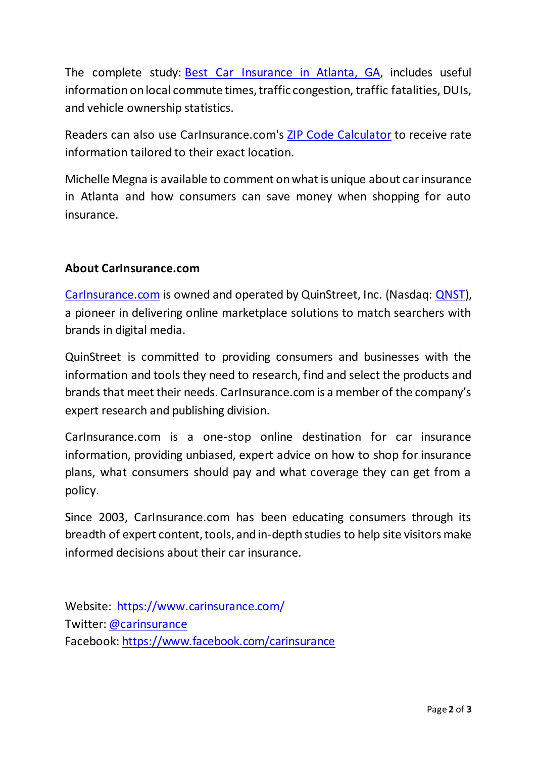The complete study: Best Car Insurance in Atlanta, GA, includes useful information on local commute times, traffic congestion, traffic fatalities, DUIs, and vehicle ownership statistics.

Readers can also use CarInsurance.com's ZIP Code Calculator to receive rate information tailored to their exact location.

Michelle Megna is available to comment on what is unique about car insurance in Atlanta and how consumers can save money when shopping for auto insurance.

**About CarInsurance.com**

CarInsurance.com is owned and operated by QuinStreet, Inc. (Nasdaq: QNST), a pioneer in delivering online marketplace solutions to match searchers with brands in digital media.

QuinStreet is committed to providing consumers and businesses with the information and tools they need to research, find and select the products and brands that meet their needs. CarInsurance.com is a member of the company's expert research and publishing division.

CarInsurance.com is a one-stop online destination for car insurance information, providing unbiased, expert advice on how to shop for insurance plans, what consumers should pay and what coverage they can get from a policy.

Since 2003, CarInsurance.com has been educating consumers through its breadth of expert content, tools, and in-depth studies to help site visitors make informed decisions about their car insurance.

Website: https://www.carinsurance.com/
Twitter: @carinsurance
Facebook: https://www.facebook.com/carinsurance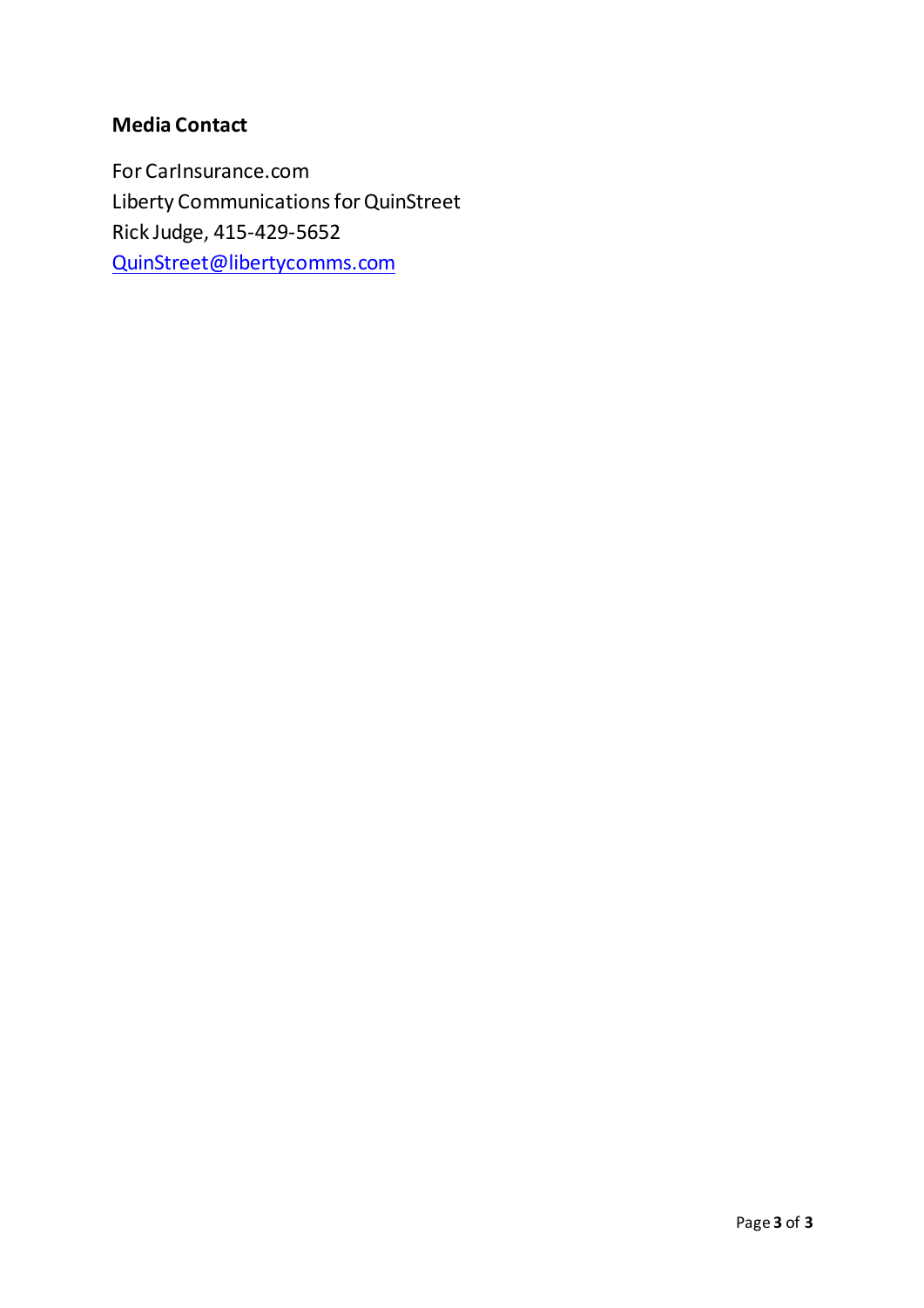**Media Contact**

For CarInsurance.com
Liberty Communications for QuinStreet
Rick Judge, 415-429-5652
QuinStreet@libertycomms.com